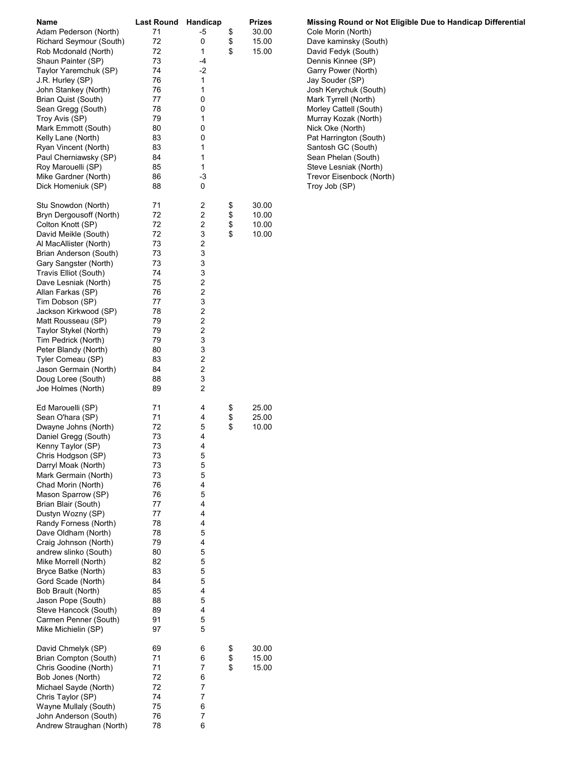| Name | Last Round | Handicap | Prizes |
|---|---|---|---|
| Adam Pederson (North) | 71 | -5 | $ 30.00 |
| Richard Seymour (South) | 72 | 0 | $ 15.00 |
| Rob Mcdonald (North) | 72 | 1 | $ 15.00 |
| Shaun Painter (SP) | 73 | -4 | |
| Taylor Yaremchuk (SP) | 74 | -2 | |
| J.R. Hurley (SP) | 76 | 1 | |
| John Stankey (North) | 76 | 1 | |
| Brian Quist (South) | 77 | 0 | |
| Sean Gregg (South) | 78 | 0 | |
| Troy Avis (SP) | 79 | 1 | |
| Mark Emmott (South) | 80 | 0 | |
| Kelly Lane (North) | 83 | 0 | |
| Ryan Vincent (North) | 83 | 1 | |
| Paul Cherniawsky (SP) | 84 | 1 | |
| Roy Marouelli (SP) | 85 | 1 | |
| Mike Gardner (North) | 86 | -3 | |
| Dick Homeniuk (SP) | 88 | 0 | |
| | | | |
| Stu Snowdon (North) | 71 | 2 | $ 30.00 |
| Bryn Dergousoff (North) | 72 | 2 | $ 10.00 |
| Colton Knott (SP) | 72 | 2 | $ 10.00 |
| David Meikle (South) | 72 | 3 | $ 10.00 |
| Al MacAllister (North) | 73 | 2 | |
| Brian Anderson (South) | 73 | 3 | |
| Gary Sangster (North) | 73 | 3 | |
| Travis Elliot (South) | 74 | 3 | |
| Dave Lesniak (North) | 75 | 2 | |
| Allan Farkas (SP) | 76 | 2 | |
| Tim Dobson (SP) | 77 | 3 | |
| Jackson Kirkwood (SP) | 78 | 2 | |
| Matt Rousseau (SP) | 79 | 2 | |
| Taylor Stykel (North) | 79 | 2 | |
| Tim Pedrick (North) | 79 | 3 | |
| Peter Blandy (North) | 80 | 3 | |
| Tyler Comeau (SP) | 83 | 2 | |
| Jason Germain (North) | 84 | 2 | |
| Doug Loree (South) | 88 | 3 | |
| Joe Holmes (North) | 89 | 2 | |
| | | | |
| Ed Marouelli (SP) | 71 | 4 | $ 25.00 |
| Sean O'hara (SP) | 71 | 4 | $ 25.00 |
| Dwayne Johns (North) | 72 | 5 | $ 10.00 |
| Daniel Gregg (South) | 73 | 4 | |
| Kenny Taylor (SP) | 73 | 4 | |
| Chris Hodgson (SP) | 73 | 5 | |
| Darryl Moak (North) | 73 | 5 | |
| Mark Germain (North) | 73 | 5 | |
| Chad Morin (North) | 76 | 4 | |
| Mason Sparrow (SP) | 76 | 5 | |
| Brian Blair (South) | 77 | 4 | |
| Dustyn Wozny (SP) | 77 | 4 | |
| Randy Forness (North) | 78 | 4 | |
| Dave Oldham (North) | 78 | 5 | |
| Craig Johnson (North) | 79 | 4 | |
| andrew slinko (South) | 80 | 5 | |
| Mike Morrell (North) | 82 | 5 | |
| Bryce Batke (North) | 83 | 5 | |
| Gord Scade (North) | 84 | 5 | |
| Bob Brault (North) | 85 | 4 | |
| Jason Pope (South) | 88 | 5 | |
| Steve Hancock (South) | 89 | 4 | |
| Carmen Penner (South) | 91 | 5 | |
| Mike Michielin (SP) | 97 | 5 | |
| | | | |
| David Chmelyk (SP) | 69 | 6 | $ 30.00 |
| Brian Compton (South) | 71 | 6 | $ 15.00 |
| Chris Goodine (North) | 71 | 7 | $ 15.00 |
| Bob Jones (North) | 72 | 6 | |
| Michael Sayde (North) | 72 | 7 | |
| Chris Taylor (SP) | 74 | 7 | |
| Wayne Mullaly (South) | 75 | 6 | |
| John Anderson (South) | 76 | 7 | |
| Andrew Straughan (North) | 78 | 6 | |

**Missing Round or Not Eligible Due to Handicap Differential**

- Cole Morin (North)
- Dave kaminsky (South)
- David Fedyk (South)
- Dennis Kinnee (SP)
- Garry Power (North)
- Jay Souder (SP)
- Josh Kerychuk (South)
- Mark Tyrrell (North)
- Morley Cattell (South)
- Murray Kozak (North)
- Nick Oke (North)
- Pat Harrington (South)
- Santosh GC (South)
- Sean Phelan (South)
- Steve Lesniak (North)
- Trevor Eisenbock (North)
- Troy Job (SP)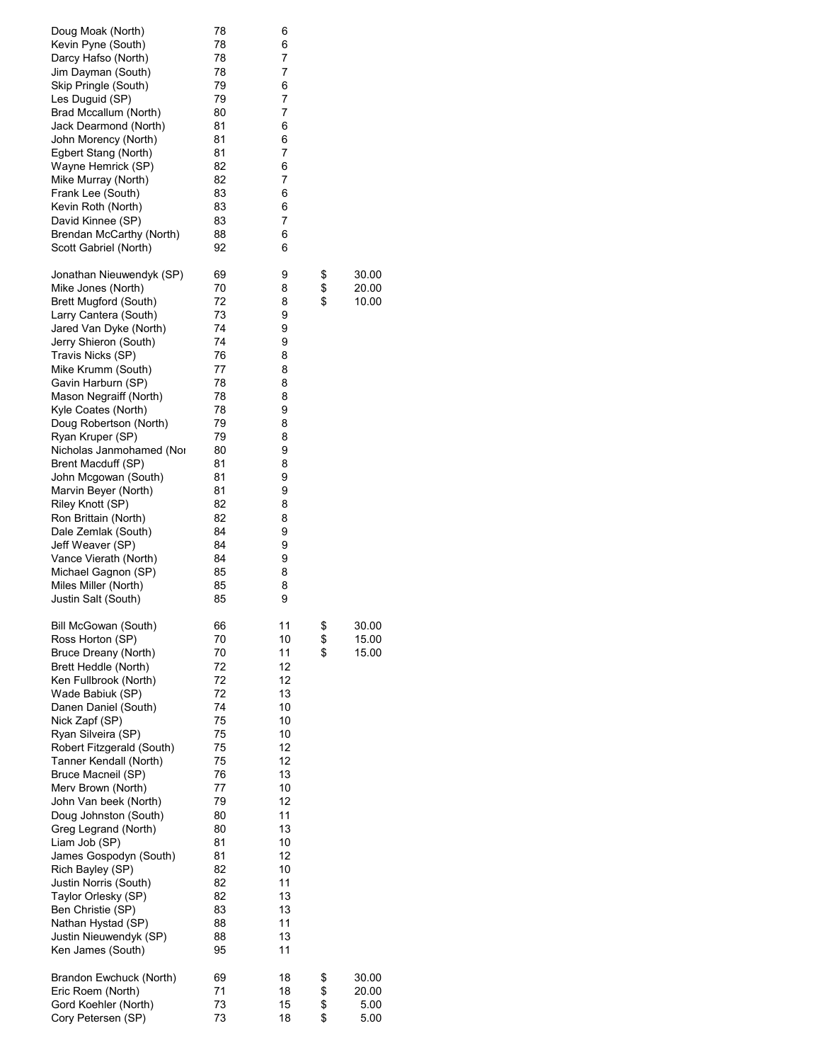| | | | |
|---|---|---|---|
| Doug Moak (North) | 78 | 6 | |
| Kevin Pyne (South) | 78 | 6 | |
| Darcy Hafso (North) | 78 | 7 | |
| Jim Dayman (South) | 78 | 7 | |
| Skip Pringle (South) | 79 | 6 | |
| Les Duguid (SP) | 79 | 7 | |
| Brad Mccallum (North) | 80 | 7 | |
| Jack Dearmond (North) | 81 | 6 | |
| John Morency (North) | 81 | 6 | |
| Egbert Stang (North) | 81 | 7 | |
| Wayne Hemrick (SP) | 82 | 6 | |
| Mike Murray (North) | 82 | 7 | |
| Frank Lee (South) | 83 | 6 | |
| Kevin Roth (North) | 83 | 6 | |
| David Kinnee (SP) | 83 | 7 | |
| Brendan McCarthy (North) | 88 | 6 | |
| Scott Gabriel (North) | 92 | 6 | |
| | | | |
| Jonathan Nieuwendyk (SP) | 69 | 9 | $ 30.00 |
| Mike Jones (North) | 70 | 8 | $ 20.00 |
| Brett Mugford (South) | 72 | 8 | $ 10.00 |
| Larry Cantera (South) | 73 | 9 | |
| Jared Van Dyke (North) | 74 | 9 | |
| Jerry Shieron (South) | 74 | 9 | |
| Travis Nicks (SP) | 76 | 8 | |
| Mike Krumm (South) | 77 | 8 | |
| Gavin Harburn (SP) | 78 | 8 | |
| Mason Negraiff (North) | 78 | 8 | |
| Kyle Coates (North) | 78 | 9 | |
| Doug Robertson (North) | 79 | 8 | |
| Ryan Kruper (SP) | 79 | 8 | |
| Nicholas Janmohamed (Nor | 80 | 9 | |
| Brent Macduff (SP) | 81 | 8 | |
| John Mcgowan (South) | 81 | 9 | |
| Marvin Beyer (North) | 81 | 9 | |
| Riley Knott (SP) | 82 | 8 | |
| Ron Brittain (North) | 82 | 8 | |
| Dale Zemlak (South) | 84 | 9 | |
| Jeff Weaver (SP) | 84 | 9 | |
| Vance Vierath (North) | 84 | 9 | |
| Michael Gagnon (SP) | 85 | 8 | |
| Miles Miller (North) | 85 | 8 | |
| Justin Salt (South) | 85 | 9 | |
| | | | |
| Bill McGowan (South) | 66 | 11 | $ 30.00 |
| Ross Horton (SP) | 70 | 10 | $ 15.00 |
| Bruce Dreany (North) | 70 | 11 | $ 15.00 |
| Brett Heddle (North) | 72 | 12 | |
| Ken Fullbrook (North) | 72 | 12 | |
| Wade Babiuk (SP) | 72 | 13 | |
| Danen Daniel (South) | 74 | 10 | |
| Nick Zapf (SP) | 75 | 10 | |
| Ryan Silveira (SP) | 75 | 10 | |
| Robert Fitzgerald (South) | 75 | 12 | |
| Tanner Kendall (North) | 75 | 12 | |
| Bruce Macneil (SP) | 76 | 13 | |
| Merv Brown (North) | 77 | 10 | |
| John Van beek (North) | 79 | 12 | |
| Doug Johnston (South) | 80 | 11 | |
| Greg Legrand (North) | 80 | 13 | |
| Liam Job (SP) | 81 | 10 | |
| James Gospodyn (South) | 81 | 12 | |
| Rich Bayley (SP) | 82 | 10 | |
| Justin Norris (South) | 82 | 11 | |
| Taylor Orlesky (SP) | 82 | 13 | |
| Ben Christie (SP) | 83 | 13 | |
| Nathan Hystad (SP) | 88 | 11 | |
| Justin Nieuwendyk (SP) | 88 | 13 | |
| Ken James (South) | 95 | 11 | |
| | | | |
| Brandon Ewchuck (North) | 69 | 18 | $ 30.00 |
| Eric Roem (North) | 71 | 18 | $ 20.00 |
| Gord Koehler (North) | 73 | 15 | $ 5.00 |
| Cory Petersen (SP) | 73 | 18 | $ 5.00 |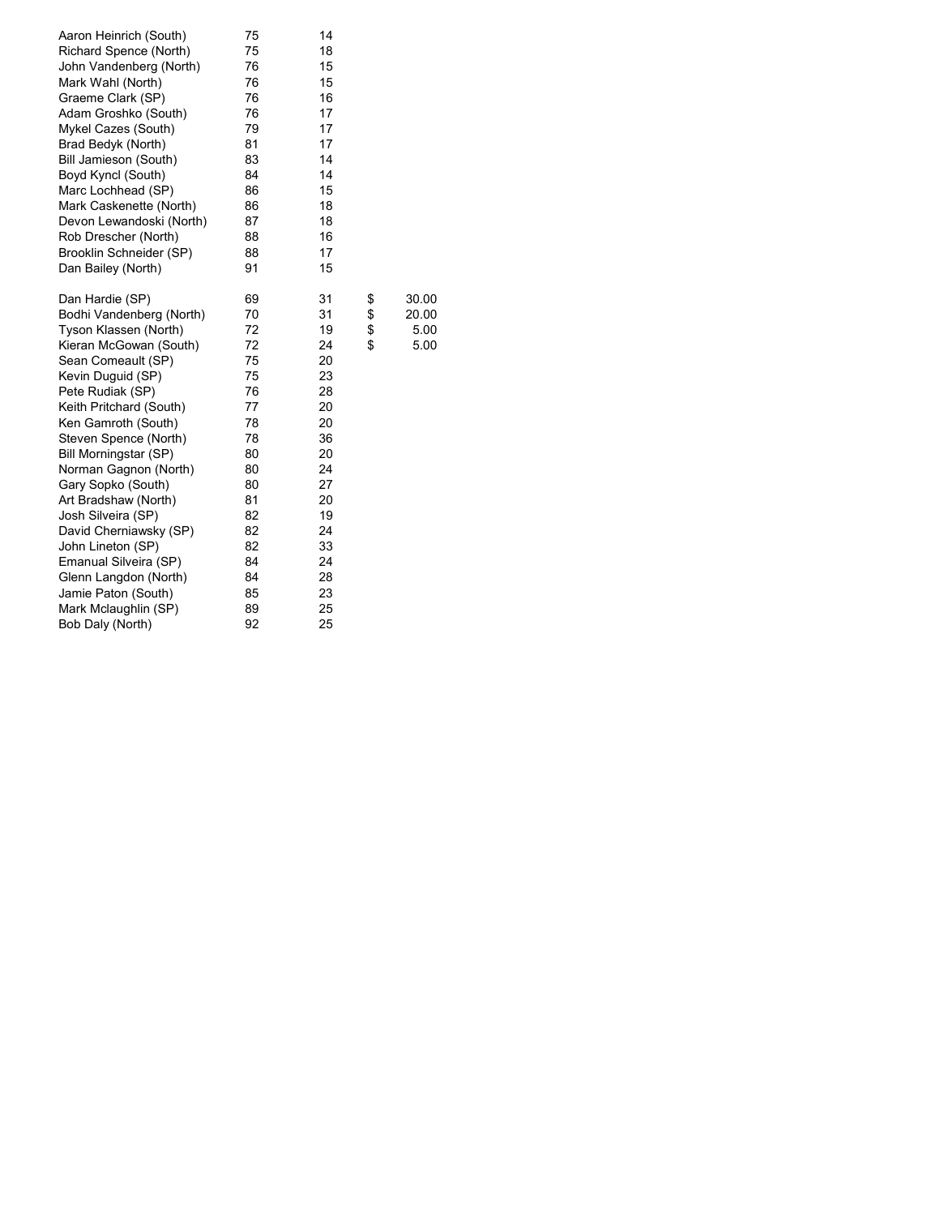| | | | |
|---|---|---|---|
| Aaron Heinrich (South) | 75 | 14 | |
| Richard Spence (North) | 75 | 18 | |
| John Vandenberg (North) | 76 | 15 | |
| Mark Wahl (North) | 76 | 15 | |
| Graeme Clark (SP) | 76 | 16 | |
| Adam Groshko (South) | 76 | 17 | |
| Mykel Cazes (South) | 79 | 17 | |
| Brad Bedyk (North) | 81 | 17 | |
| Bill Jamieson (South) | 83 | 14 | |
| Boyd Kyncl (South) | 84 | 14 | |
| Marc Lochhead (SP) | 86 | 15 | |
| Mark Caskenette (North) | 86 | 18 | |
| Devon Lewandoski (North) | 87 | 18 | |
| Rob Drescher (North) | 88 | 16 | |
| Brooklin Schneider (SP) | 88 | 17 | |
| Dan Bailey (North) | 91 | 15 | |

| | | | |
|---|---|---|---|
| Dan Hardie (SP) | 69 | 31 | $ 30.00 |
| Bodhi Vandenberg (North) | 70 | 31 | $ 20.00 |
| Tyson Klassen (North) | 72 | 19 | $ 5.00 |
| Kieran McGowan (South) | 72 | 24 | $ 5.00 |
| Sean Comeault (SP) | 75 | 20 | |
| Kevin Duguid (SP) | 75 | 23 | |
| Pete Rudiak (SP) | 76 | 28 | |
| Keith Pritchard (South) | 77 | 20 | |
| Ken Gamroth (South) | 78 | 20 | |
| Steven Spence (North) | 78 | 36 | |
| Bill Morningstar (SP) | 80 | 20 | |
| Norman Gagnon (North) | 80 | 24 | |
| Gary Sopko (South) | 80 | 27 | |
| Art Bradshaw (North) | 81 | 20 | |
| Josh Silveira (SP) | 82 | 19 | |
| David Cherniawsky (SP) | 82 | 24 | |
| John Lineton (SP) | 82 | 33 | |
| Emanual Silveira (SP) | 84 | 24 | |
| Glenn Langdon (North) | 84 | 28 | |
| Jamie Paton (South) | 85 | 23 | |
| Mark Mclaughlin (SP) | 89 | 25 | |
| Bob Daly (North) | 92 | 25 | |